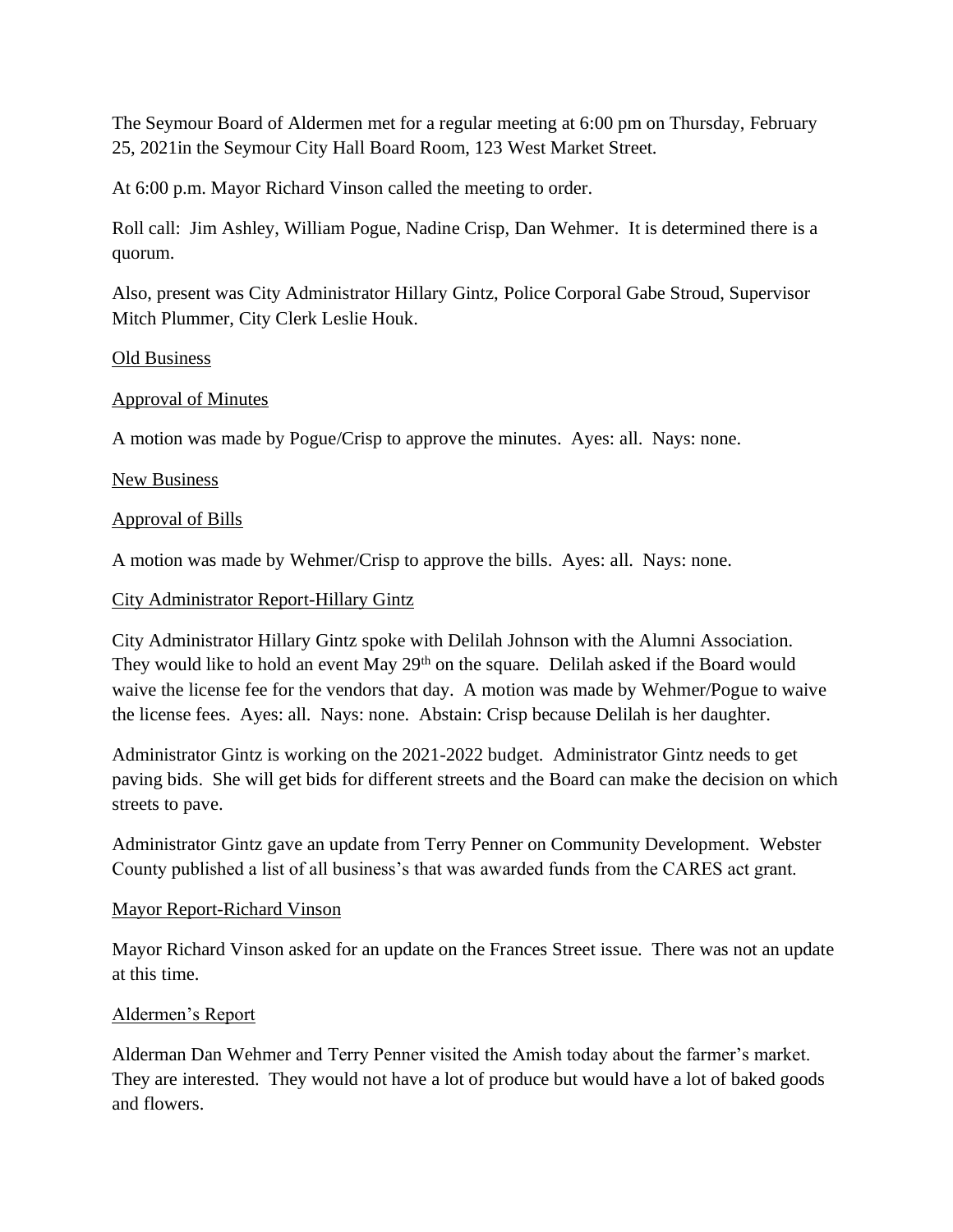The Seymour Board of Aldermen met for a regular meeting at 6:00 pm on Thursday, February 25, 2021in the Seymour City Hall Board Room, 123 West Market Street.

At 6:00 p.m. Mayor Richard Vinson called the meeting to order.

Roll call: Jim Ashley, William Pogue, Nadine Crisp, Dan Wehmer. It is determined there is a quorum.

Also, present was City Administrator Hillary Gintz, Police Corporal Gabe Stroud, Supervisor Mitch Plummer, City Clerk Leslie Houk.

<u>Old Business</u>

<u>Approval of Minutes</u>

A motion was made by Pogue/Crisp to approve the minutes. Ayes: all. Nays: none.

<u>New Business</u>

<u>Approval of Bills</u>

A motion was made by Wehmer/Crisp to approve the bills. Ayes: all. Nays: none.

<u>City Administrator Report-Hillary Gintz</u>

City Administrator Hillary Gintz spoke with Delilah Johnson with the Alumni Association. They would like to hold an event May 29th on the square. Delilah asked if the Board would waive the license fee for the vendors that day. A motion was made by Wehmer/Pogue to waive the license fees. Ayes: all. Nays: none. Abstain: Crisp because Delilah is her daughter.

Administrator Gintz is working on the 2021-2022 budget. Administrator Gintz needs to get paving bids. She will get bids for different streets and the Board can make the decision on which streets to pave.

Administrator Gintz gave an update from Terry Penner on Community Development. Webster County published a list of all business's that was awarded funds from the CARES act grant.

<u>Mayor Report-Richard Vinson</u>

Mayor Richard Vinson asked for an update on the Frances Street issue. There was not an update at this time.

<u>Aldermen's Report</u>

Alderman Dan Wehmer and Terry Penner visited the Amish today about the farmer's market. They are interested. They would not have a lot of produce but would have a lot of baked goods and flowers.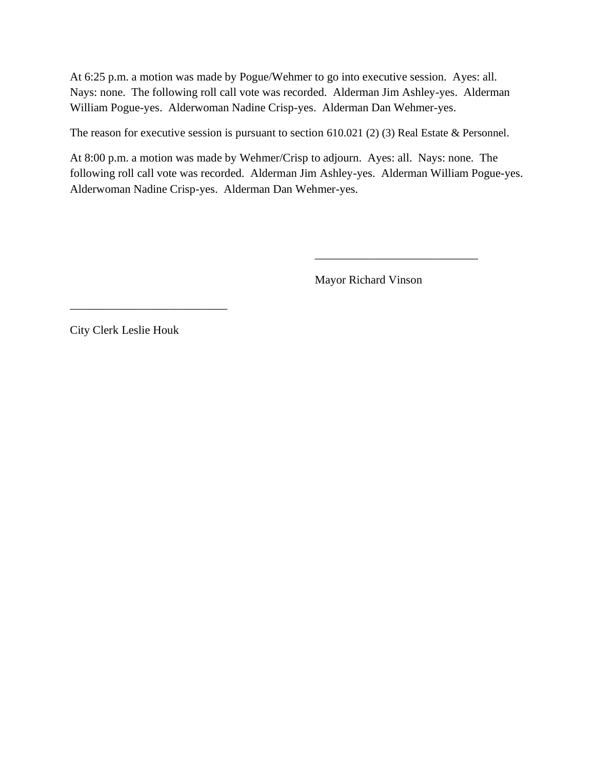At 6:25 p.m. a motion was made by Pogue/Wehmer to go into executive session. Ayes: all. Nays: none. The following roll call vote was recorded. Alderman Jim Ashley-yes. Alderman William Pogue-yes. Alderwoman Nadine Crisp-yes. Alderman Dan Wehmer-yes.

The reason for executive session is pursuant to section 610.021 (2) (3) Real Estate & Personnel.

At 8:00 p.m. a motion was made by Wehmer/Crisp to adjourn. Ayes: all. Nays: none. The following roll call vote was recorded. Alderman Jim Ashley-yes. Alderman William Pogue-yes. Alderwoman Nadine Crisp-yes. Alderman Dan Wehmer-yes.

____________________________

Mayor Richard Vinson

___________________________

City Clerk Leslie Houk